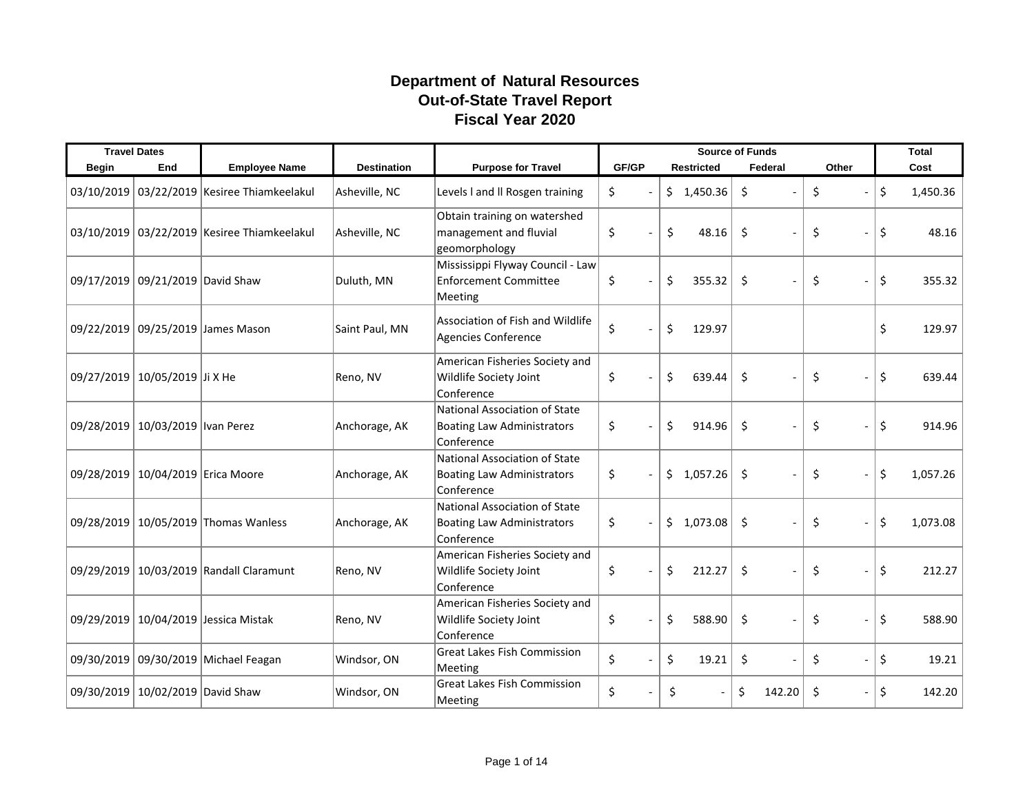# Department of Natural Resources
## Out-of-State Travel Report
## Fiscal Year 2020

| Travel Dates | | | | | Source of Funds | | | | Total |
|---|---|---|---|---|---|---|---|---|---|
| Begin | End | Employee Name | Destination | Purpose for Travel | GF/GP | Restricted | Federal | Other | Cost |
| 03/10/2019 | 03/22/2019 | Kesiree Thiamkeelakul | Asheville, NC | Levels I and II Rosgen training | $ - | $ 1,450.36 | $ - | $ - | $ 1,450.36 |
| 03/10/2019 | 03/22/2019 | Kesiree Thiamkeelakul | Asheville, NC | Obtain training on watershed management and fluvial geomorphology | $ - | $ 48.16 | $ - | $ - | $ 48.16 |
| 09/17/2019 | 09/21/2019 | David Shaw | Duluth, MN | Mississippi Flyway Council - Law Enforcement Committee Meeting | $ - | $ 355.32 | $ - | $ - | $ 355.32 |
| 09/22/2019 | 09/25/2019 | James Mason | Saint Paul, MN | Association of Fish and Wildlife Agencies Conference | $ - | $ 129.97 | | | $ 129.97 |
| 09/27/2019 | 10/05/2019 | Ji X He | Reno, NV | American Fisheries Society and Wildlife Society Joint Conference | $ - | $ 639.44 | $ - | $ - | $ 639.44 |
| 09/28/2019 | 10/03/2019 | Ivan Perez | Anchorage, AK | National Association of State Boating Law Administrators Conference | $ - | $ 914.96 | $ - | $ - | $ 914.96 |
| 09/28/2019 | 10/04/2019 | Erica Moore | Anchorage, AK | National Association of State Boating Law Administrators Conference | $ - | $ 1,057.26 | $ - | $ - | $ 1,057.26 |
| 09/28/2019 | 10/05/2019 | Thomas Wanless | Anchorage, AK | National Association of State Boating Law Administrators Conference | $ - | $ 1,073.08 | $ - | $ - | $ 1,073.08 |
| 09/29/2019 | 10/03/2019 | Randall Claramunt | Reno, NV | American Fisheries Society and Wildlife Society Joint Conference | $ - | $ 212.27 | $ - | $ - | $ 212.27 |
| 09/29/2019 | 10/04/2019 | Jessica Mistak | Reno, NV | American Fisheries Society and Wildlife Society Joint Conference | $ - | $ 588.90 | $ - | $ - | $ 588.90 |
| 09/30/2019 | 09/30/2019 | Michael Feagan | Windsor, ON | Great Lakes Fish Commission Meeting | $ - | $ 19.21 | $ - | $ - | $ 19.21 |
| 09/30/2019 | 10/02/2019 | David Shaw | Windsor, ON | Great Lakes Fish Commission Meeting | $ - | $ - | $ 142.20 | $ - | $ 142.20 |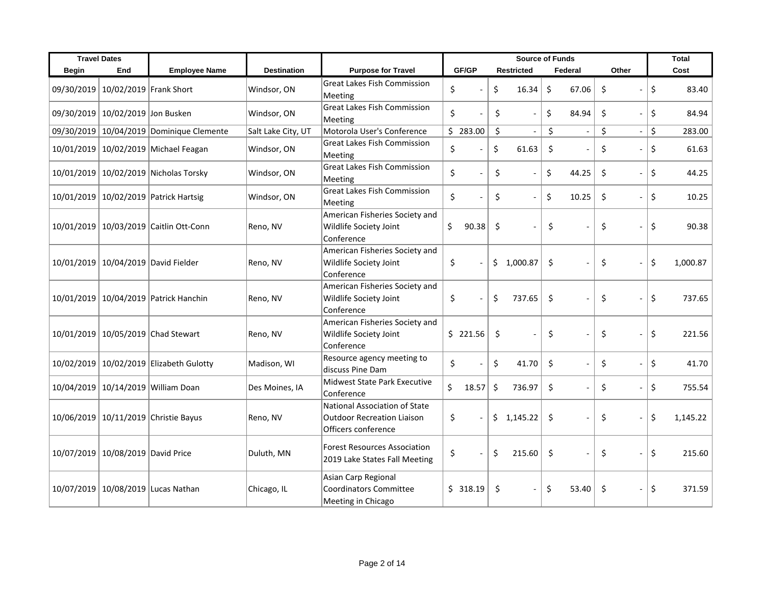| Travel Dates | | | | | Source of Funds | | | | Total |
|---|---|---|---|---|---|---|---|---|---|
| Begin | End | Employee Name | Destination | Purpose for Travel | GF/GP | Restricted | Federal | Other | Cost |
| 09/30/2019 | 10/02/2019 | Frank Short | Windsor, ON | Great Lakes Fish Commission Meeting | $ - | $ 16.34 | $ 67.06 | $ - | $ 83.40 |
| 09/30/2019 | 10/02/2019 | Jon Busken | Windsor, ON | Great Lakes Fish Commission Meeting | $ - | $ - | $ 84.94 | $ - | $ 84.94 |
| 09/30/2019 | 10/04/2019 | Dominique Clemente | Salt Lake City, UT | Motorola User's Conference | $ 283.00 | $ - | $ - | $ - | $ 283.00 |
| 10/01/2019 | 10/02/2019 | Michael Feagan | Windsor, ON | Great Lakes Fish Commission Meeting | $ - | $ 61.63 | $ - | $ - | $ 61.63 |
| 10/01/2019 | 10/02/2019 | Nicholas Torsky | Windsor, ON | Great Lakes Fish Commission Meeting | $ - | $ - | $ 44.25 | $ - | $ 44.25 |
| 10/01/2019 | 10/02/2019 | Patrick Hartsig | Windsor, ON | Great Lakes Fish Commission Meeting | $ - | $ - | $ 10.25 | $ - | $ 10.25 |
| 10/01/2019 | 10/03/2019 | Caitlin Ott-Conn | Reno, NV | American Fisheries Society and Wildlife Society Joint Conference | $ 90.38 | $ - | $ - | $ - | $ 90.38 |
| 10/01/2019 | 10/04/2019 | David Fielder | Reno, NV | American Fisheries Society and Wildlife Society Joint Conference | $ - | $ 1,000.87 | $ - | $ - | $ 1,000.87 |
| 10/01/2019 | 10/04/2019 | Patrick Hanchin | Reno, NV | American Fisheries Society and Wildlife Society Joint Conference | $ - | $ 737.65 | $ - | $ - | $ 737.65 |
| 10/01/2019 | 10/05/2019 | Chad Stewart | Reno, NV | American Fisheries Society and Wildlife Society Joint Conference | $ 221.56 | $ - | $ - | $ - | $ 221.56 |
| 10/02/2019 | 10/02/2019 | Elizabeth Gulotty | Madison, WI | Resource agency meeting to discuss Pine Dam | $ - | $ 41.70 | $ - | $ - | $ 41.70 |
| 10/04/2019 | 10/14/2019 | William Doan | Des Moines, IA | Midwest State Park Executive Conference | $ 18.57 | $ 736.97 | $ - | $ - | $ 755.54 |
| 10/06/2019 | 10/11/2019 | Christie Bayus | Reno, NV | National Association of State Outdoor Recreation Liaison Officers conference | $ - | $ 1,145.22 | $ - | $ - | $ 1,145.22 |
| 10/07/2019 | 10/08/2019 | David Price | Duluth, MN | Forest Resources Association 2019 Lake States Fall Meeting | $ - | $ 215.60 | $ - | $ - | $ 215.60 |
| 10/07/2019 | 10/08/2019 | Lucas Nathan | Chicago, IL | Asian Carp Regional Coordinators Committee Meeting in Chicago | $ 318.19 | $ - | $ 53.40 | $ - | $ 371.59 |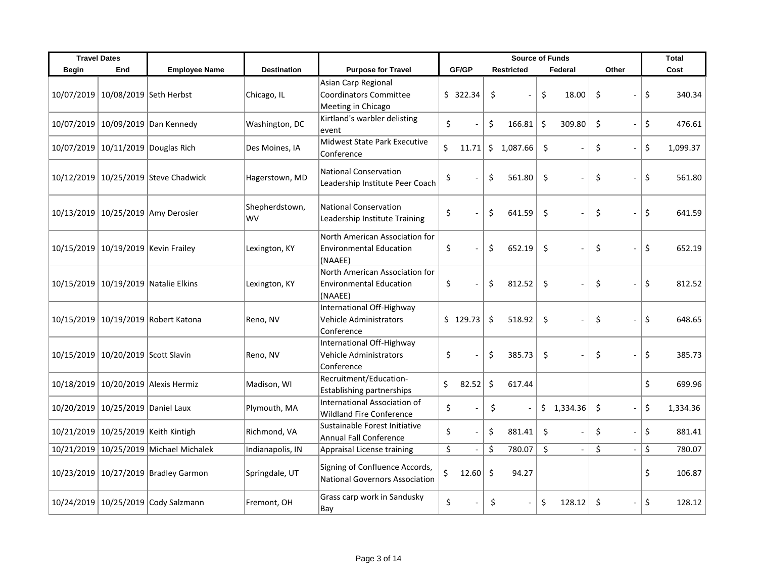| Travel Dates | | | | | Source of Funds | | | | Total |
|---|---|---|---|---|---|---|---|---|---|
| Begin | End | Employee Name | Destination | Purpose for Travel | GF/GP | Restricted | Federal | Other | Cost |
| 10/07/2019 | 10/08/2019 | Seth Herbst | Chicago, IL | Asian Carp Regional Coordinators Committee Meeting in Chicago | $ 322.34 | $ - | $ 18.00 | $ - | $ 340.34 |
| 10/07/2019 | 10/09/2019 | Dan Kennedy | Washington, DC | Kirtland's warbler delisting event | $ - | $ 166.81 | $ 309.80 | $ - | $ 476.61 |
| 10/07/2019 | 10/11/2019 | Douglas Rich | Des Moines, IA | Midwest State Park Executive Conference | $ 11.71 | $ 1,087.66 | $ - | $ - | $ 1,099.37 |
| 10/12/2019 | 10/25/2019 | Steve Chadwick | Hagerstown, MD | National Conservation Leadership Institute Peer Coach | $ - | $ 561.80 | $ - | $ - | $ 561.80 |
| 10/13/2019 | 10/25/2019 | Amy Derosier | Shepherdstown, WV | National Conservation Leadership Institute Training | $ - | $ 641.59 | $ - | $ - | $ 641.59 |
| 10/15/2019 | 10/19/2019 | Kevin Frailey | Lexington, KY | North American Association for Environmental Education (NAAEE) | $ - | $ 652.19 | $ - | $ - | $ 652.19 |
| 10/15/2019 | 10/19/2019 | Natalie Elkins | Lexington, KY | North American Association for Environmental Education (NAAEE) | $ - | $ 812.52 | $ - | $ - | $ 812.52 |
| 10/15/2019 | 10/19/2019 | Robert Katona | Reno, NV | International Off-Highway Vehicle Administrators Conference | $ 129.73 | $ 518.92 | $ - | $ - | $ 648.65 |
| 10/15/2019 | 10/20/2019 | Scott Slavin | Reno, NV | International Off-Highway Vehicle Administrators Conference | $ - | $ 385.73 | $ - | $ - | $ 385.73 |
| 10/18/2019 | 10/20/2019 | Alexis Hermiz | Madison, WI | Recruitment/Education-Establishing partnerships | $ 82.52 | $ 617.44 | | | $ 699.96 |
| 10/20/2019 | 10/25/2019 | Daniel Laux | Plymouth, MA | International Association of Wildland Fire Conference | $ - | $ - | $ 1,334.36 | $ - | $ 1,334.36 |
| 10/21/2019 | 10/25/2019 | Keith Kintigh | Richmond, VA | Sustainable Forest Initiative Annual Fall Conference | $ - | $ 881.41 | $ - | $ - | $ 881.41 |
| 10/21/2019 | 10/25/2019 | Michael Michalek | Indianapolis, IN | Appraisal License training | $ - | $ 780.07 | $ - | $ - | $ 780.07 |
| 10/23/2019 | 10/27/2019 | Bradley Garmon | Springdale, UT | Signing of Confluence Accords, National Governors Association | $ 12.60 | $ 94.27 | | | $ 106.87 |
| 10/24/2019 | 10/25/2019 | Cody Salzmann | Fremont, OH | Grass carp work in Sandusky Bay | $ - | $ - | $ 128.12 | $ - | $ 128.12 |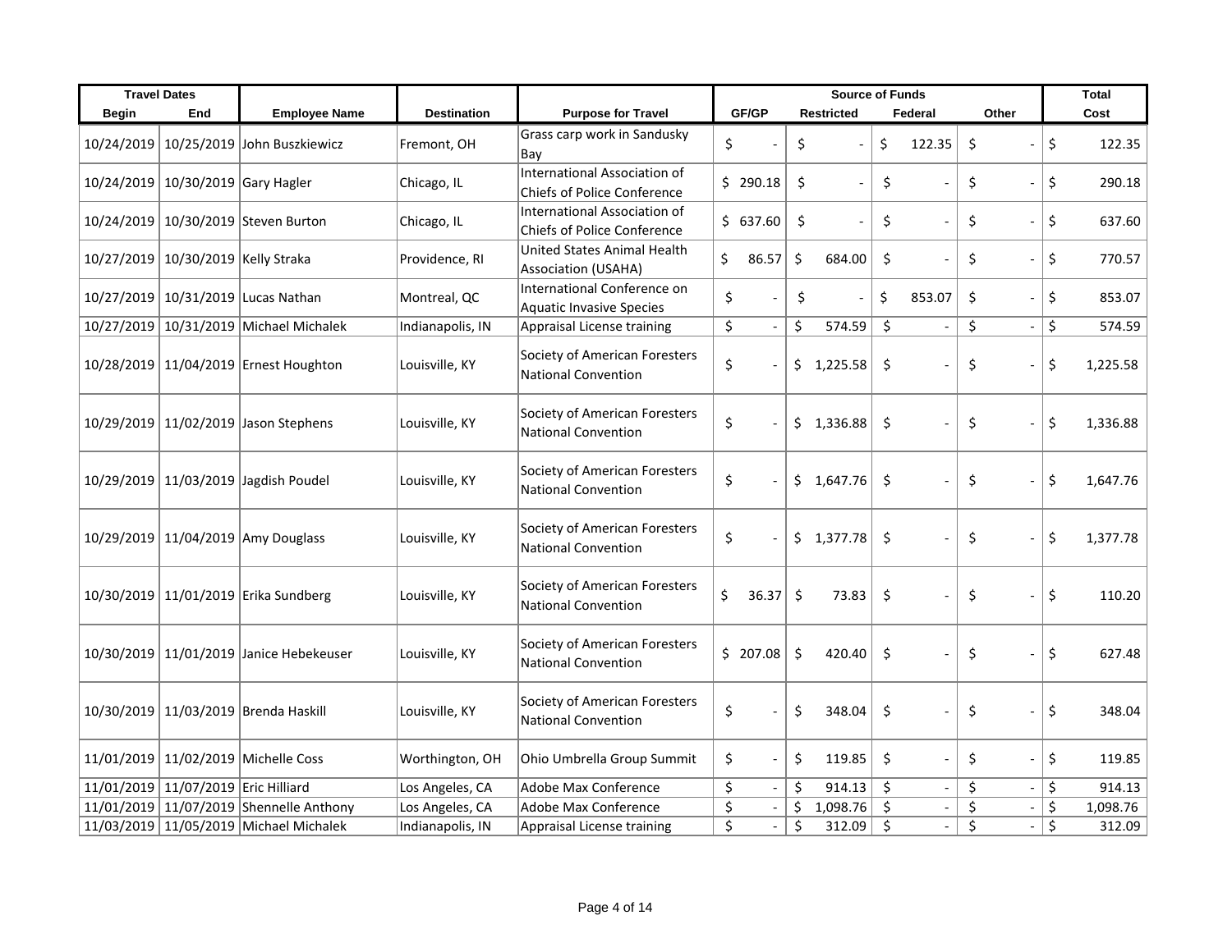| Travel Dates | | | | | Source of Funds | | | | Total |
|---|---|---|---|---|---|---|---|---|---|
| Begin | End | Employee Name | Destination | Purpose for Travel | GF/GP | Restricted | Federal | Other | Cost |
| 10/24/2019 | 10/25/2019 | John Buszkiewicz | Fremont, OH | Grass carp work in Sandusky Bay | $ - | $ - | $ 122.35 | $ - | $ 122.35 |
| 10/24/2019 | 10/30/2019 | Gary Hagler | Chicago, IL | International Association of Chiefs of Police Conference | $ 290.18 | $ - | $ - | $ - | $ 290.18 |
| 10/24/2019 | 10/30/2019 | Steven Burton | Chicago, IL | International Association of Chiefs of Police Conference | $ 637.60 | $ - | $ - | $ - | $ 637.60 |
| 10/27/2019 | 10/30/2019 | Kelly Straka | Providence, RI | United States Animal Health Association (USAHA) | $ 86.57 | $ 684.00 | $ - | $ - | $ 770.57 |
| 10/27/2019 | 10/31/2019 | Lucas Nathan | Montreal, QC | International Conference on Aquatic Invasive Species | $ - | $ - | $ 853.07 | $ - | $ 853.07 |
| 10/27/2019 | 10/31/2019 | Michael Michalek | Indianapolis, IN | Appraisal License training | $ - | $ 574.59 | $ - | $ - | $ 574.59 |
| 10/28/2019 | 11/04/2019 | Ernest Houghton | Louisville, KY | Society of American Foresters National Convention | $ - | $ 1,225.58 | $ - | $ - | $ 1,225.58 |
| 10/29/2019 | 11/02/2019 | Jason Stephens | Louisville, KY | Society of American Foresters National Convention | $ - | $ 1,336.88 | $ - | $ - | $ 1,336.88 |
| 10/29/2019 | 11/03/2019 | Jagdish Poudel | Louisville, KY | Society of American Foresters National Convention | $ - | $ 1,647.76 | $ - | $ - | $ 1,647.76 |
| 10/29/2019 | 11/04/2019 | Amy Douglass | Louisville, KY | Society of American Foresters National Convention | $ - | $ 1,377.78 | $ - | $ - | $ 1,377.78 |
| 10/30/2019 | 11/01/2019 | Erika Sundberg | Louisville, KY | Society of American Foresters National Convention | $ 36.37 | $ 73.83 | $ - | $ - | $ 110.20 |
| 10/30/2019 | 11/01/2019 | Janice Hebekeuser | Louisville, KY | Society of American Foresters National Convention | $ 207.08 | $ 420.40 | $ - | $ - | $ 627.48 |
| 10/30/2019 | 11/03/2019 | Brenda Haskill | Louisville, KY | Society of American Foresters National Convention | $ - | $ 348.04 | $ - | $ - | $ 348.04 |
| 11/01/2019 | 11/02/2019 | Michelle Coss | Worthington, OH | Ohio Umbrella Group Summit | $ - | $ 119.85 | $ - | $ - | $ 119.85 |
| 11/01/2019 | 11/07/2019 | Eric Hilliard | Los Angeles, CA | Adobe Max Conference | $ - | $ 914.13 | $ - | $ - | $ 914.13 |
| 11/01/2019 | 11/07/2019 | Shennelle Anthony | Los Angeles, CA | Adobe Max Conference | $ - | $ 1,098.76 | $ - | $ - | $ 1,098.76 |
| 11/03/2019 | 11/05/2019 | Michael Michalek | Indianapolis, IN | Appraisal License training | $ - | $ 312.09 | $ - | $ - | $ 312.09 |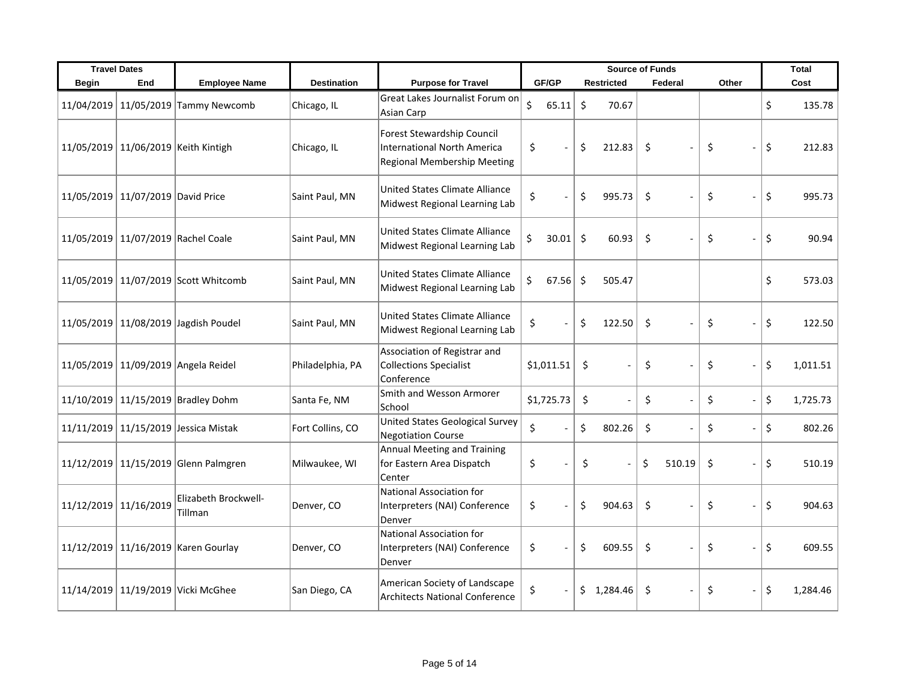| Travel Dates | | Employee Name | Destination | Purpose for Travel | Source of Funds | | | | Total |
|---|---|---|---|---|---|---|---|---|---|
| Begin | End | | | | GF/GP | Restricted | Federal | Other | Cost |
| 11/04/2019 | 11/05/2019 | Tammy Newcomb | Chicago, IL | Great Lakes Journalist Forum on Asian Carp | $ 65.11 | $ 70.67 | | | $ 135.78 |
| 11/05/2019 | 11/06/2019 | Keith Kintigh | Chicago, IL | Forest Stewardship Council International North America Regional Membership Meeting | $ - | $ 212.83 | $ - | $ - | $ 212.83 |
| 11/05/2019 | 11/07/2019 | David Price | Saint Paul, MN | United States Climate Alliance Midwest Regional Learning Lab | $ - | $ 995.73 | $ - | $ - | $ 995.73 |
| 11/05/2019 | 11/07/2019 | Rachel Coale | Saint Paul, MN | United States Climate Alliance Midwest Regional Learning Lab | $ 30.01 | $ 60.93 | $ - | $ - | $ 90.94 |
| 11/05/2019 | 11/07/2019 | Scott Whitcomb | Saint Paul, MN | United States Climate Alliance Midwest Regional Learning Lab | $ 67.56 | $ 505.47 | | | $ 573.03 |
| 11/05/2019 | 11/08/2019 | Jagdish Poudel | Saint Paul, MN | United States Climate Alliance Midwest Regional Learning Lab | $ - | $ 122.50 | $ - | $ - | $ 122.50 |
| 11/05/2019 | 11/09/2019 | Angela Reidel | Philadelphia, PA | Association of Registrar and Collections Specialist Conference | $1,011.51 | $ - | $ - | $ - | $ 1,011.51 |
| 11/10/2019 | 11/15/2019 | Bradley Dohm | Santa Fe, NM | Smith and Wesson Armorer School | $1,725.73 | $ - | $ - | $ - | $ 1,725.73 |
| 11/11/2019 | 11/15/2019 | Jessica Mistak | Fort Collins, CO | United States Geological Survey Negotiation Course | $ - | $ 802.26 | $ - | $ - | $ 802.26 |
| 11/12/2019 | 11/15/2019 | Glenn Palmgren | Milwaukee, WI | Annual Meeting and Training for Eastern Area Dispatch Center | $ - | $ - | $ 510.19 | $ - | $ 510.19 |
| 11/12/2019 | 11/16/2019 | Elizabeth Brockwell-Tillman | Denver, CO | National Association for Interpreters (NAI) Conference Denver | $ - | $ 904.63 | $ - | $ - | $ 904.63 |
| 11/12/2019 | 11/16/2019 | Karen Gourlay | Denver, CO | National Association for Interpreters (NAI) Conference Denver | $ - | $ 609.55 | $ - | $ - | $ 609.55 |
| 11/14/2019 | 11/19/2019 | Vicki McGhee | San Diego, CA | American Society of Landscape Architects National Conference | $ - | $ 1,284.46 | $ - | $ - | $ 1,284.46 |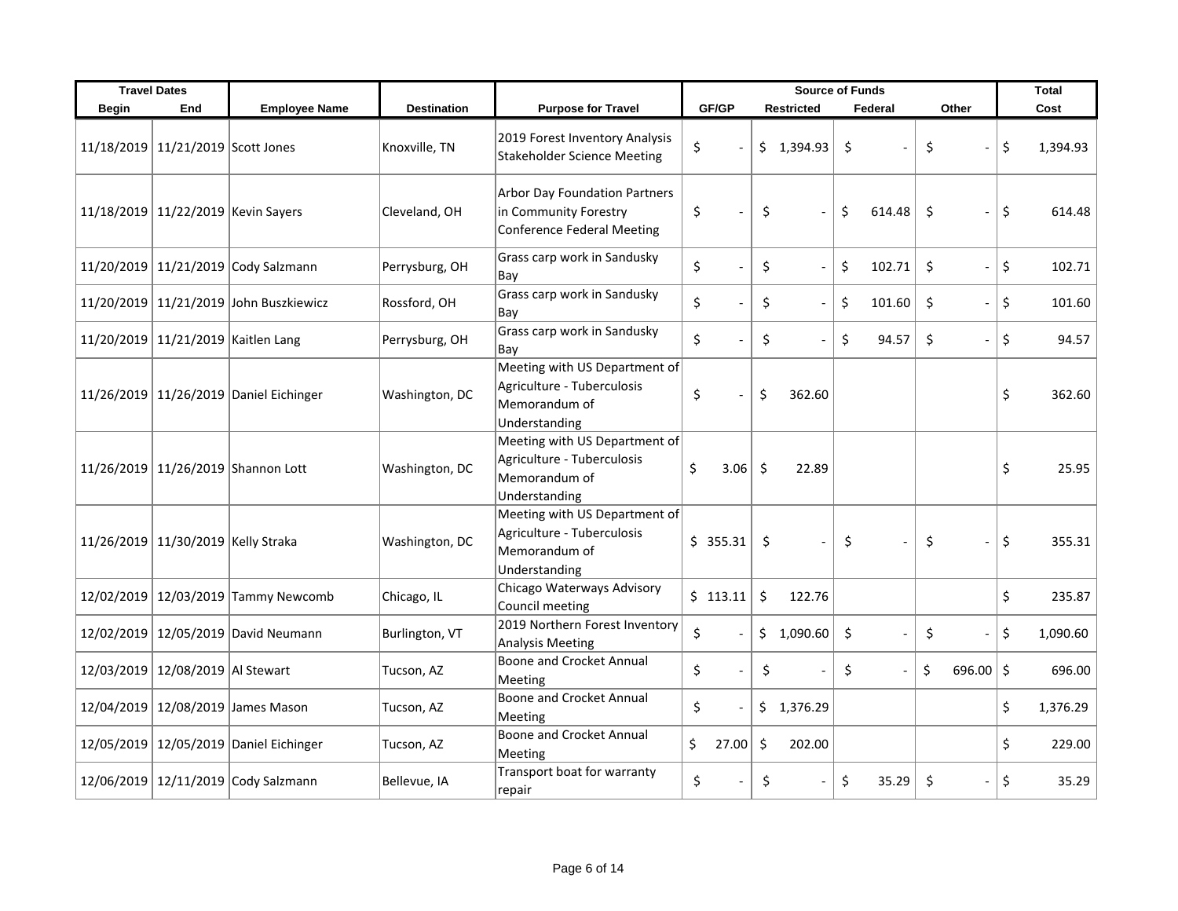| Travel Dates | | | | | Source of Funds | | | | Total |
|---|---|---|---|---|---|---|---|---|---|
| Begin | End | Employee Name | Destination | Purpose for Travel | GF/GP | Restricted | Federal | Other | Cost |
| 11/18/2019 | 11/21/2019 | Scott Jones | Knoxville, TN | 2019 Forest Inventory Analysis Stakeholder Science Meeting | $ - | $ 1,394.93 | $ - | $ - | $ 1,394.93 |
| 11/18/2019 | 11/22/2019 | Kevin Sayers | Cleveland, OH | Arbor Day Foundation Partners in Community Forestry Conference Federal Meeting | $ - | $ - | $ 614.48 | $ - | $ 614.48 |
| 11/20/2019 | 11/21/2019 | Cody Salzmann | Perrysburg, OH | Grass carp work in Sandusky Bay | $ - | $ - | $ 102.71 | $ - | $ 102.71 |
| 11/20/2019 | 11/21/2019 | John Buszkiewicz | Rossford, OH | Grass carp work in Sandusky Bay | $ - | $ - | $ 101.60 | $ - | $ 101.60 |
| 11/20/2019 | 11/21/2019 | Kaitlen Lang | Perrysburg, OH | Grass carp work in Sandusky Bay | $ - | $ - | $ 94.57 | $ - | $ 94.57 |
| 11/26/2019 | 11/26/2019 | Daniel Eichinger | Washington, DC | Meeting with US Department of Agriculture - Tuberculosis Memorandum of Understanding | $ - | $ 362.60 | | | $ 362.60 |
| 11/26/2019 | 11/26/2019 | Shannon Lott | Washington, DC | Meeting with US Department of Agriculture - Tuberculosis Memorandum of Understanding | $ 3.06 | $ 22.89 | | | $ 25.95 |
| 11/26/2019 | 11/30/2019 | Kelly Straka | Washington, DC | Meeting with US Department of Agriculture - Tuberculosis Memorandum of Understanding | $ 355.31 | $ - | $ - | $ - | $ 355.31 |
| 12/02/2019 | 12/03/2019 | Tammy Newcomb | Chicago, IL | Chicago Waterways Advisory Council meeting | $ 113.11 | $ 122.76 | | | $ 235.87 |
| 12/02/2019 | 12/05/2019 | David Neumann | Burlington, VT | 2019 Northern Forest Inventory Analysis Meeting | $ - | $ 1,090.60 | $ - | $ - | $ 1,090.60 |
| 12/03/2019 | 12/08/2019 | Al Stewart | Tucson, AZ | Boone and Crocket Annual Meeting | $ - | $ - | $ - | $ 696.00 | $ 696.00 |
| 12/04/2019 | 12/08/2019 | James Mason | Tucson, AZ | Boone and Crocket Annual Meeting | $ - | $ 1,376.29 | | | $ 1,376.29 |
| 12/05/2019 | 12/05/2019 | Daniel Eichinger | Tucson, AZ | Boone and Crocket Annual Meeting | $ 27.00 | $ 202.00 | | | $ 229.00 |
| 12/06/2019 | 12/11/2019 | Cody Salzmann | Bellevue, IA | Transport boat for warranty repair | $ - | $ - | $ 35.29 | $ - | $ 35.29 |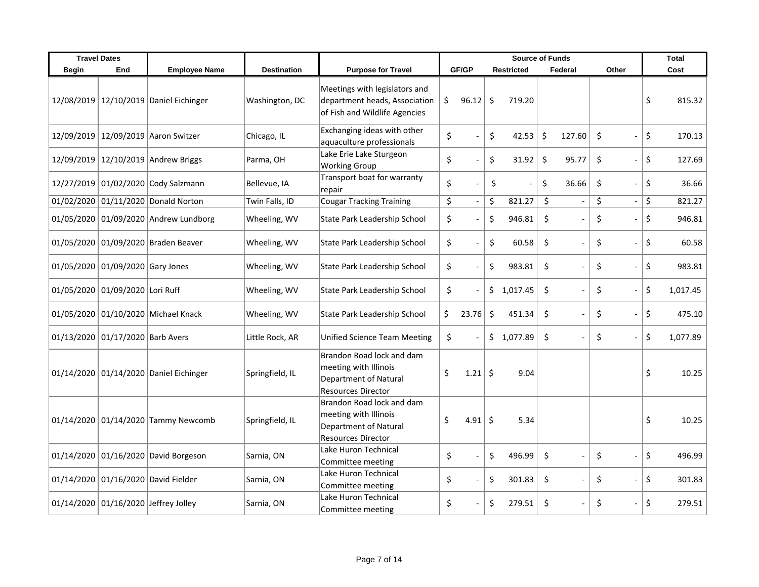| Travel Dates | | Employee Name | Destination | Purpose for Travel | Source of Funds | | | | Total |
|---|---|---|---|---|---|---|---|---|---|
| Begin | End | | | | GF/GP | Restricted | Federal | Other | Cost |
| 12/08/2019 | 12/10/2019 | Daniel Eichinger | Washington, DC | Meetings with legislators and department heads, Association of Fish and Wildlife Agencies | $ 96.12 | $ 719.20 | | | $ 815.32 |
| 12/09/2019 | 12/09/2019 | Aaron Switzer | Chicago, IL | Exchanging ideas with other aquaculture professionals | $ - | $ 42.53 | $ 127.60 | $ - | $ 170.13 |
| 12/09/2019 | 12/10/2019 | Andrew Briggs | Parma, OH | Lake Erie Lake Sturgeon Working Group | $ - | $ 31.92 | $ 95.77 | $ - | $ 127.69 |
| 12/27/2019 | 01/02/2020 | Cody Salzmann | Bellevue, IA | Transport boat for warranty repair | $ - | $ - | $ 36.66 | $ - | $ 36.66 |
| 01/02/2020 | 01/11/2020 | Donald Norton | Twin Falls, ID | Cougar Tracking Training | $ - | $ 821.27 | $ - | $ - | $ 821.27 |
| 01/05/2020 | 01/09/2020 | Andrew Lundborg | Wheeling, WV | State Park Leadership School | $ - | $ 946.81 | $ - | $ - | $ 946.81 |
| 01/05/2020 | 01/09/2020 | Braden Beaver | Wheeling, WV | State Park Leadership School | $ - | $ 60.58 | $ - | $ - | $ 60.58 |
| 01/05/2020 | 01/09/2020 | Gary Jones | Wheeling, WV | State Park Leadership School | $ - | $ 983.81 | $ - | $ - | $ 983.81 |
| 01/05/2020 | 01/09/2020 | Lori Ruff | Wheeling, WV | State Park Leadership School | $ - | $ 1,017.45 | $ - | $ - | $ 1,017.45 |
| 01/05/2020 | 01/10/2020 | Michael Knack | Wheeling, WV | State Park Leadership School | $ 23.76 | $ 451.34 | $ - | $ - | $ 475.10 |
| 01/13/2020 | 01/17/2020 | Barb Avers | Little Rock, AR | Unified Science Team Meeting | $ - | $ 1,077.89 | $ - | $ - | $ 1,077.89 |
| 01/14/2020 | 01/14/2020 | Daniel Eichinger | Springfield, IL | Brandon Road lock and dam meeting with Illinois Department of Natural Resources Director | $ 1.21 | $ 9.04 | | | $ 10.25 |
| 01/14/2020 | 01/14/2020 | Tammy Newcomb | Springfield, IL | Brandon Road lock and dam meeting with Illinois Department of Natural Resources Director | $ 4.91 | $ 5.34 | | | $ 10.25 |
| 01/14/2020 | 01/16/2020 | David Borgeson | Sarnia, ON | Lake Huron Technical Committee meeting | $ - | $ 496.99 | $ - | $ - | $ 496.99 |
| 01/14/2020 | 01/16/2020 | David Fielder | Sarnia, ON | Lake Huron Technical Committee meeting | $ - | $ 301.83 | $ - | $ - | $ 301.83 |
| 01/14/2020 | 01/16/2020 | Jeffrey Jolley | Sarnia, ON | Lake Huron Technical Committee meeting | $ - | $ 279.51 | $ - | $ - | $ 279.51 |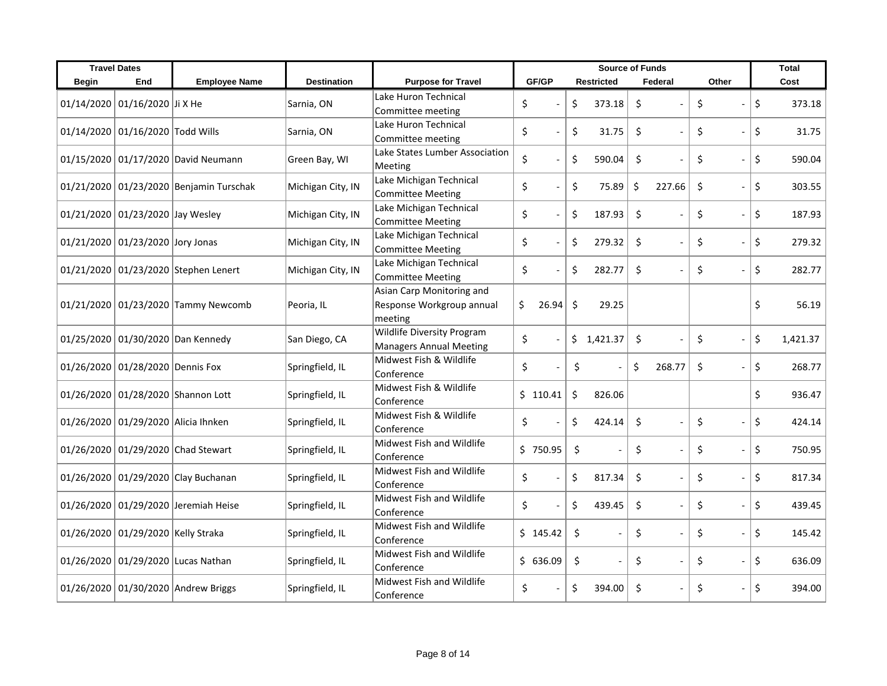| Travel Dates | | | | | Source of Funds | | | | Total |
|---|---|---|---|---|---|---|---|---|---|
| Begin | End | Employee Name | Destination | Purpose for Travel | GF/GP | Restricted | Federal | Other | Cost |
| 01/14/2020 | 01/16/2020 | Ji X He | Sarnia, ON | Lake Huron Technical Committee meeting | $ - | $ 373.18 | $ - | $ - | $ 373.18 |
| 01/14/2020 | 01/16/2020 | Todd Wills | Sarnia, ON | Lake Huron Technical Committee meeting | $ - | $ 31.75 | $ - | $ - | $ 31.75 |
| 01/15/2020 | 01/17/2020 | David Neumann | Green Bay, WI | Lake States Lumber Association Meeting | $ - | $ 590.04 | $ - | $ - | $ 590.04 |
| 01/21/2020 | 01/23/2020 | Benjamin Turschak | Michigan City, IN | Lake Michigan Technical Committee Meeting | $ - | $ 75.89 | $ 227.66 | $ - | $ 303.55 |
| 01/21/2020 | 01/23/2020 | Jay Wesley | Michigan City, IN | Lake Michigan Technical Committee Meeting | $ - | $ 187.93 | $ - | $ - | $ 187.93 |
| 01/21/2020 | 01/23/2020 | Jory Jonas | Michigan City, IN | Lake Michigan Technical Committee Meeting | $ - | $ 279.32 | $ - | $ - | $ 279.32 |
| 01/21/2020 | 01/23/2020 | Stephen Lenert | Michigan City, IN | Lake Michigan Technical Committee Meeting | $ - | $ 282.77 | $ - | $ - | $ 282.77 |
| 01/21/2020 | 01/23/2020 | Tammy Newcomb | Peoria, IL | Asian Carp Monitoring and Response Workgroup annual meeting | $ 26.94 | $ 29.25 | | | $ 56.19 |
| 01/25/2020 | 01/30/2020 | Dan Kennedy | San Diego, CA | Wildlife Diversity Program Managers Annual Meeting | $ - | $ 1,421.37 | $ - | $ - | $ 1,421.37 |
| 01/26/2020 | 01/28/2020 | Dennis Fox | Springfield, IL | Midwest Fish & Wildlife Conference | $ - | $ - | $ 268.77 | $ - | $ 268.77 |
| 01/26/2020 | 01/28/2020 | Shannon Lott | Springfield, IL | Midwest Fish & Wildlife Conference | $ 110.41 | $ 826.06 | | | $ 936.47 |
| 01/26/2020 | 01/29/2020 | Alicia Ihnken | Springfield, IL | Midwest Fish & Wildlife Conference | $ - | $ 424.14 | $ - | $ - | $ 424.14 |
| 01/26/2020 | 01/29/2020 | Chad Stewart | Springfield, IL | Midwest Fish and Wildlife Conference | $ 750.95 | $ - | $ - | $ - | $ 750.95 |
| 01/26/2020 | 01/29/2020 | Clay Buchanan | Springfield, IL | Midwest Fish and Wildlife Conference | $ - | $ 817.34 | $ - | $ - | $ 817.34 |
| 01/26/2020 | 01/29/2020 | Jeremiah Heise | Springfield, IL | Midwest Fish and Wildlife Conference | $ - | $ 439.45 | $ - | $ - | $ 439.45 |
| 01/26/2020 | 01/29/2020 | Kelly Straka | Springfield, IL | Midwest Fish and Wildlife Conference | $ 145.42 | $ - | $ - | $ - | $ 145.42 |
| 01/26/2020 | 01/29/2020 | Lucas Nathan | Springfield, IL | Midwest Fish and Wildlife Conference | $ 636.09 | $ - | $ - | $ - | $ 636.09 |
| 01/26/2020 | 01/30/2020 | Andrew Briggs | Springfield, IL | Midwest Fish and Wildlife Conference | $ - | $ 394.00 | $ - | $ - | $ 394.00 |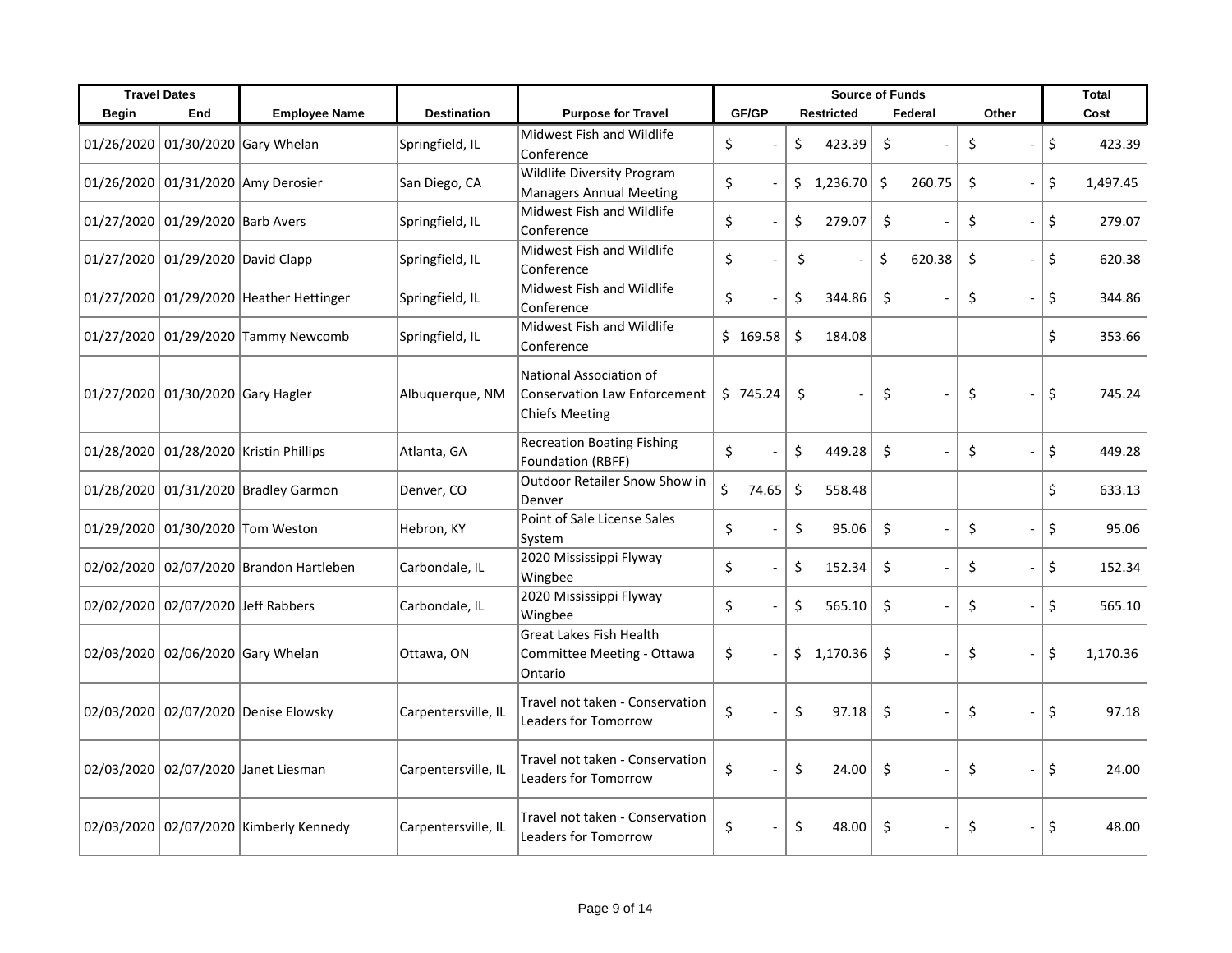| Travel Dates | | Employee Name | Destination | Purpose for Travel | Source of Funds | | | | Total |
|---|---|---|---|---|---|---|---|---|---|
| Begin | End | | | | GF/GP | Restricted | Federal | Other | Cost |
| 01/26/2020 | 01/30/2020 | Gary Whelan | Springfield, IL | Midwest Fish and Wildlife Conference | $ - | $ 423.39 | $ - | $ - | $ 423.39 |
| 01/26/2020 | 01/31/2020 | Amy Derosier | San Diego, CA | Wildlife Diversity Program Managers Annual Meeting | $ - | $ 1,236.70 | $ 260.75 | $ - | $ 1,497.45 |
| 01/27/2020 | 01/29/2020 | Barb Avers | Springfield, IL | Midwest Fish and Wildlife Conference | $ - | $ 279.07 | $ - | $ - | $ 279.07 |
| 01/27/2020 | 01/29/2020 | David Clapp | Springfield, IL | Midwest Fish and Wildlife Conference | $ - | $ - | $ 620.38 | $ - | $ 620.38 |
| 01/27/2020 | 01/29/2020 | Heather Hettinger | Springfield, IL | Midwest Fish and Wildlife Conference | $ - | $ 344.86 | $ - | $ - | $ 344.86 |
| 01/27/2020 | 01/29/2020 | Tammy Newcomb | Springfield, IL | Midwest Fish and Wildlife Conference | $ 169.58 | $ 184.08 | | | $ 353.66 |
| 01/27/2020 | 01/30/2020 | Gary Hagler | Albuquerque, NM | National Association of Conservation Law Enforcement Chiefs Meeting | $ 745.24 | $ - | $ - | $ - | $ 745.24 |
| 01/28/2020 | 01/28/2020 | Kristin Phillips | Atlanta, GA | Recreation Boating Fishing Foundation (RBFF) | $ - | $ 449.28 | $ - | $ - | $ 449.28 |
| 01/28/2020 | 01/31/2020 | Bradley Garmon | Denver, CO | Outdoor Retailer Snow Show in Denver | $ 74.65 | $ 558.48 | | | $ 633.13 |
| 01/29/2020 | 01/30/2020 | Tom Weston | Hebron, KY | Point of Sale License Sales System | $ - | $ 95.06 | $ - | $ - | $ 95.06 |
| 02/02/2020 | 02/07/2020 | Brandon Hartleben | Carbondale, IL | 2020 Mississippi Flyway Wingbee | $ - | $ 152.34 | $ - | $ - | $ 152.34 |
| 02/02/2020 | 02/07/2020 | Jeff Rabbers | Carbondale, IL | 2020 Mississippi Flyway Wingbee | $ - | $ 565.10 | $ - | $ - | $ 565.10 |
| 02/03/2020 | 02/06/2020 | Gary Whelan | Ottawa, ON | Great Lakes Fish Health Committee Meeting - Ottawa Ontario | $ - | $ 1,170.36 | $ - | $ - | $ 1,170.36 |
| 02/03/2020 | 02/07/2020 | Denise Elowsky | Carpentersville, IL | Travel not taken - Conservation Leaders for Tomorrow | $ - | $ 97.18 | $ - | $ - | $ 97.18 |
| 02/03/2020 | 02/07/2020 | Janet Liesman | Carpentersville, IL | Travel not taken - Conservation Leaders for Tomorrow | $ - | $ 24.00 | $ - | $ - | $ 24.00 |
| 02/03/2020 | 02/07/2020 | Kimberly Kennedy | Carpentersville, IL | Travel not taken - Conservation Leaders for Tomorrow | $ - | $ 48.00 | $ - | $ - | $ 48.00 |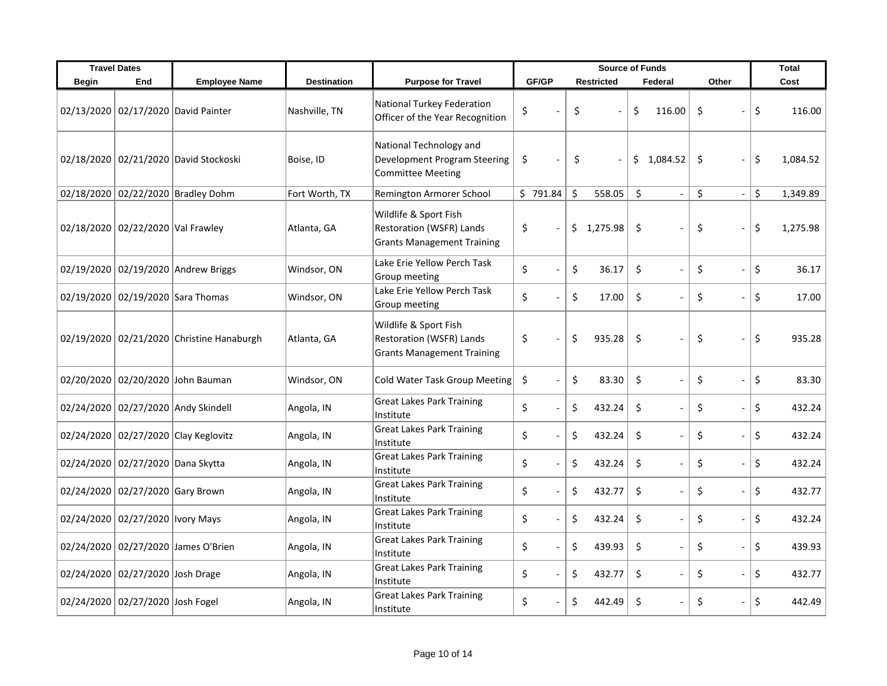| Travel Dates | | | | | Source of Funds | | | | Total |
|---|---|---|---|---|---|---|---|---|---|
| Begin | End | Employee Name | Destination | Purpose for Travel | GF/GP | Restricted | Federal | Other | Cost |
| 02/13/2020 | 02/17/2020 | David Painter | Nashville, TN | National Turkey Federation Officer of the Year Recognition | $ - | $ - | $ 116.00 | $ - | $ 116.00 |
| 02/18/2020 | 02/21/2020 | David Stockoski | Boise, ID | National Technology and Development Program Steering Committee Meeting | $ - | $ - | $ 1,084.52 | $ - | $ 1,084.52 |
| 02/18/2020 | 02/22/2020 | Bradley Dohm | Fort Worth, TX | Remington Armorer School | $ 791.84 | $ 558.05 | $ - | $ - | $ 1,349.89 |
| 02/18/2020 | 02/22/2020 | Val Frawley | Atlanta, GA | Wildlife & Sport Fish Restoration (WSFR) Lands Grants Management Training | $ - | $ 1,275.98 | $ - | $ - | $ 1,275.98 |
| 02/19/2020 | 02/19/2020 | Andrew Briggs | Windsor, ON | Lake Erie Yellow Perch Task Group meeting | $ - | $ 36.17 | $ - | $ - | $ 36.17 |
| 02/19/2020 | 02/19/2020 | Sara Thomas | Windsor, ON | Lake Erie Yellow Perch Task Group meeting | $ - | $ 17.00 | $ - | $ - | $ 17.00 |
| 02/19/2020 | 02/21/2020 | Christine Hanaburgh | Atlanta, GA | Wildlife & Sport Fish Restoration (WSFR) Lands Grants Management Training | $ - | $ 935.28 | $ - | $ - | $ 935.28 |
| 02/20/2020 | 02/20/2020 | John Bauman | Windsor, ON | Cold Water Task Group Meeting | $ - | $ 83.30 | $ - | $ - | $ 83.30 |
| 02/24/2020 | 02/27/2020 | Andy Skindell | Angola, IN | Great Lakes Park Training Institute | $ - | $ 432.24 | $ - | $ - | $ 432.24 |
| 02/24/2020 | 02/27/2020 | Clay Keglovitz | Angola, IN | Great Lakes Park Training Institute | $ - | $ 432.24 | $ - | $ - | $ 432.24 |
| 02/24/2020 | 02/27/2020 | Dana Skytta | Angola, IN | Great Lakes Park Training Institute | $ - | $ 432.24 | $ - | $ - | $ 432.24 |
| 02/24/2020 | 02/27/2020 | Gary Brown | Angola, IN | Great Lakes Park Training Institute | $ - | $ 432.77 | $ - | $ - | $ 432.77 |
| 02/24/2020 | 02/27/2020 | Ivory Mays | Angola, IN | Great Lakes Park Training Institute | $ - | $ 432.24 | $ - | $ - | $ 432.24 |
| 02/24/2020 | 02/27/2020 | James O'Brien | Angola, IN | Great Lakes Park Training Institute | $ - | $ 439.93 | $ - | $ - | $ 439.93 |
| 02/24/2020 | 02/27/2020 | Josh Drage | Angola, IN | Great Lakes Park Training Institute | $ - | $ 432.77 | $ - | $ - | $ 432.77 |
| 02/24/2020 | 02/27/2020 | Josh Fogel | Angola, IN | Great Lakes Park Training Institute | $ - | $ 442.49 | $ - | $ - | $ 442.49 |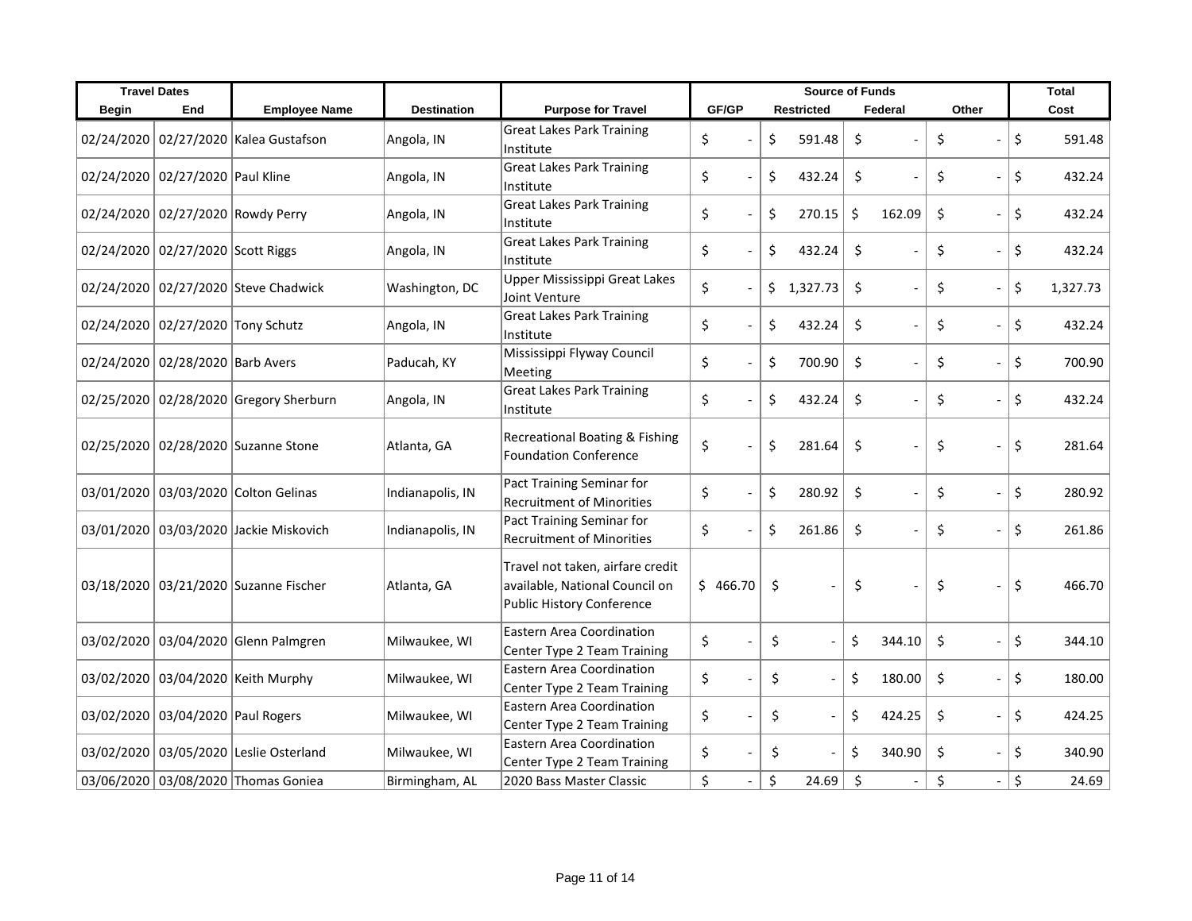| Travel Dates | | | | | Source of Funds | | | | Total |
|---|---|---|---|---|---|---|---|---|---|
| Begin | End | Employee Name | Destination | Purpose for Travel | GF/GP | Restricted | Federal | Other | Cost |
| 02/24/2020 | 02/27/2020 | Kalea Gustafson | Angola, IN | Great Lakes Park Training Institute | $ - | $ 591.48 | $ - | $ - | $ 591.48 |
| 02/24/2020 | 02/27/2020 | Paul Kline | Angola, IN | Great Lakes Park Training Institute | $ - | $ 432.24 | $ - | $ - | $ 432.24 |
| 02/24/2020 | 02/27/2020 | Rowdy Perry | Angola, IN | Great Lakes Park Training Institute | $ - | $ 270.15 | $ 162.09 | $ - | $ 432.24 |
| 02/24/2020 | 02/27/2020 | Scott Riggs | Angola, IN | Great Lakes Park Training Institute | $ - | $ 432.24 | $ - | $ - | $ 432.24 |
| 02/24/2020 | 02/27/2020 | Steve Chadwick | Washington, DC | Upper Mississippi Great Lakes Joint Venture | $ - | $ 1,327.73 | $ - | $ - | $ 1,327.73 |
| 02/24/2020 | 02/27/2020 | Tony Schutz | Angola, IN | Great Lakes Park Training Institute | $ - | $ 432.24 | $ - | $ - | $ 432.24 |
| 02/24/2020 | 02/28/2020 | Barb Avers | Paducah, KY | Mississippi Flyway Council Meeting | $ - | $ 700.90 | $ - | $ - | $ 700.90 |
| 02/25/2020 | 02/28/2020 | Gregory Sherburn | Angola, IN | Great Lakes Park Training Institute | $ - | $ 432.24 | $ - | $ - | $ 432.24 |
| 02/25/2020 | 02/28/2020 | Suzanne Stone | Atlanta, GA | Recreational Boating & Fishing Foundation Conference | $ - | $ 281.64 | $ - | $ - | $ 281.64 |
| 03/01/2020 | 03/03/2020 | Colton Gelinas | Indianapolis, IN | Pact Training Seminar for Recruitment of Minorities | $ - | $ 280.92 | $ - | $ - | $ 280.92 |
| 03/01/2020 | 03/03/2020 | Jackie Miskovich | Indianapolis, IN | Pact Training Seminar for Recruitment of Minorities | $ - | $ 261.86 | $ - | $ - | $ 261.86 |
| 03/18/2020 | 03/21/2020 | Suzanne Fischer | Atlanta, GA | Travel not taken, airfare credit available, National Council on Public History Conference | $ 466.70 | $ - | $ - | $ - | $ 466.70 |
| 03/02/2020 | 03/04/2020 | Glenn Palmgren | Milwaukee, WI | Eastern Area Coordination Center Type 2 Team Training | $ - | $ - | $ 344.10 | $ - | $ 344.10 |
| 03/02/2020 | 03/04/2020 | Keith Murphy | Milwaukee, WI | Eastern Area Coordination Center Type 2 Team Training | $ - | $ - | $ 180.00 | $ - | $ 180.00 |
| 03/02/2020 | 03/04/2020 | Paul Rogers | Milwaukee, WI | Eastern Area Coordination Center Type 2 Team Training | $ - | $ - | $ 424.25 | $ - | $ 424.25 |
| 03/02/2020 | 03/05/2020 | Leslie Osterland | Milwaukee, WI | Eastern Area Coordination Center Type 2 Team Training | $ - | $ - | $ 340.90 | $ - | $ 340.90 |
| 03/06/2020 | 03/08/2020 | Thomas Goniea | Birmingham, AL | 2020 Bass Master Classic | $ - | $ 24.69 | $ - | $ - | $ 24.69 |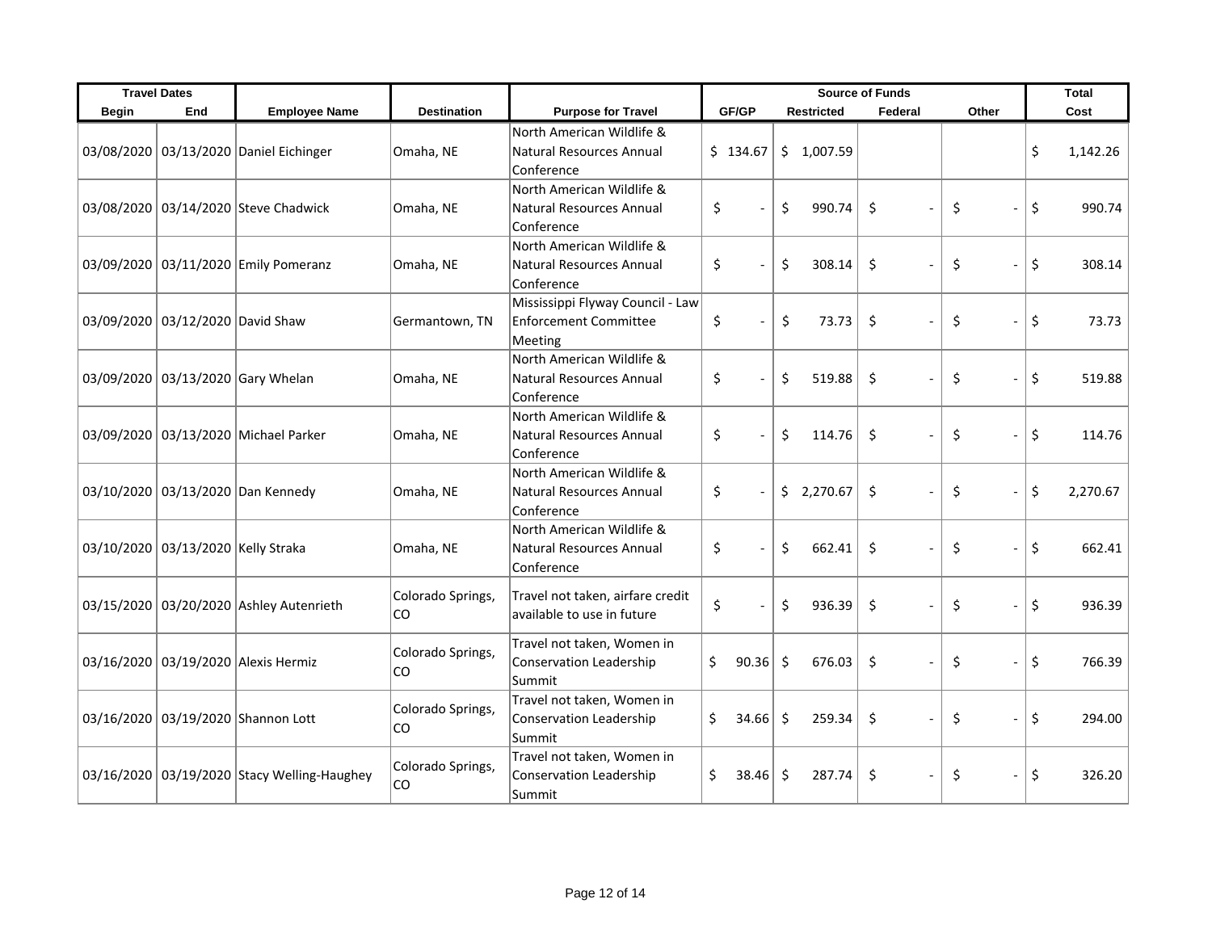| Travel Dates | | | | | Source of Funds | | | | Total |
|---|---|---|---|---|---|---|---|---|---|
| Begin | End | Employee Name | Destination | Purpose for Travel | GF/GP | Restricted | Federal | Other | Cost |
| 03/08/2020 | 03/13/2020 | Daniel Eichinger | Omaha, NE | North American Wildlife & Natural Resources Annual Conference | $ 134.67 | $ 1,007.59 | | | $ 1,142.26 |
| 03/08/2020 | 03/14/2020 | Steve Chadwick | Omaha, NE | North American Wildlife & Natural Resources Annual Conference | $ - | $ 990.74 | $ - | $ - | $ 990.74 |
| 03/09/2020 | 03/11/2020 | Emily Pomeranz | Omaha, NE | North American Wildlife & Natural Resources Annual Conference | $ - | $ 308.14 | $ - | $ - | $ 308.14 |
| 03/09/2020 | 03/12/2020 | David Shaw | Germantown, TN | Mississippi Flyway Council - Law Enforcement Committee Meeting | $ - | $ 73.73 | $ - | $ - | $ 73.73 |
| 03/09/2020 | 03/13/2020 | Gary Whelan | Omaha, NE | North American Wildlife & Natural Resources Annual Conference | $ - | $ 519.88 | $ - | $ - | $ 519.88 |
| 03/09/2020 | 03/13/2020 | Michael Parker | Omaha, NE | North American Wildlife & Natural Resources Annual Conference | $ - | $ 114.76 | $ - | $ - | $ 114.76 |
| 03/10/2020 | 03/13/2020 | Dan Kennedy | Omaha, NE | North American Wildlife & Natural Resources Annual Conference | $ - | $ 2,270.67 | $ - | $ - | $ 2,270.67 |
| 03/10/2020 | 03/13/2020 | Kelly Straka | Omaha, NE | North American Wildlife & Natural Resources Annual Conference | $ - | $ 662.41 | $ - | $ - | $ 662.41 |
| 03/15/2020 | 03/20/2020 | Ashley Autenrieth | Colorado Springs, CO | Travel not taken, airfare credit available to use in future | $ - | $ 936.39 | $ - | $ - | $ 936.39 |
| 03/16/2020 | 03/19/2020 | Alexis Hermiz | Colorado Springs, CO | Travel not taken, Women in Conservation Leadership Summit | $ 90.36 | $ 676.03 | $ - | $ - | $ 766.39 |
| 03/16/2020 | 03/19/2020 | Shannon Lott | Colorado Springs, CO | Travel not taken, Women in Conservation Leadership Summit | $ 34.66 | $ 259.34 | $ - | $ - | $ 294.00 |
| 03/16/2020 | 03/19/2020 | Stacy Welling-Haughey | Colorado Springs, CO | Travel not taken, Women in Conservation Leadership Summit | $ 38.46 | $ 287.74 | $ - | $ - | $ 326.20 |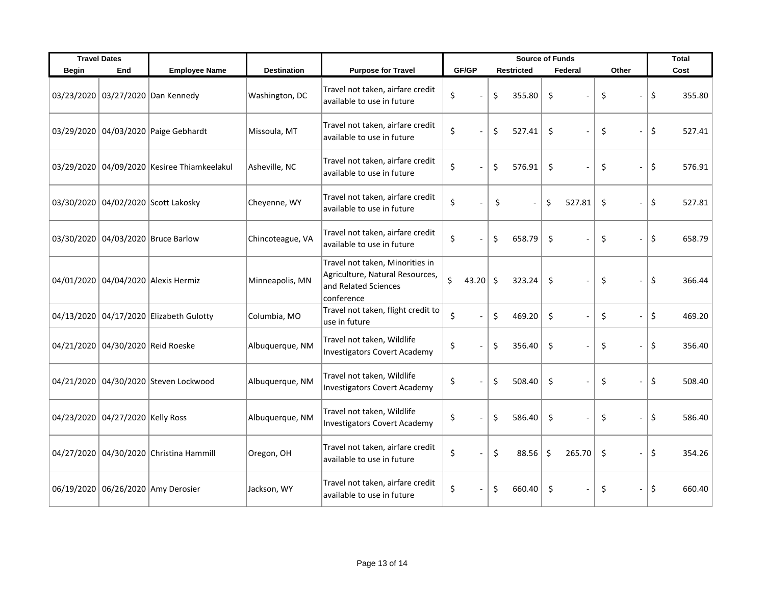| Travel Dates | | | | | Source of Funds | | | | Total |
|---|---|---|---|---|---|---|---|---|---|
| Begin | End | Employee Name | Destination | Purpose for Travel | GF/GP | Restricted | Federal | Other | Cost |
| 03/23/2020 | 03/27/2020 | Dan Kennedy | Washington, DC | Travel not taken, airfare credit available to use in future | $ - | $ 355.80 | $ - | $ - | $ 355.80 |
| 03/29/2020 | 04/03/2020 | Paige Gebhardt | Missoula, MT | Travel not taken, airfare credit available to use in future | $ - | $ 527.41 | $ - | $ - | $ 527.41 |
| 03/29/2020 | 04/09/2020 | Kesiree Thiamkeelakul | Asheville, NC | Travel not taken, airfare credit available to use in future | $ - | $ 576.91 | $ - | $ - | $ 576.91 |
| 03/30/2020 | 04/02/2020 | Scott Lakosky | Cheyenne, WY | Travel not taken, airfare credit available to use in future | $ - | $ - | $ 527.81 | $ - | $ 527.81 |
| 03/30/2020 | 04/03/2020 | Bruce Barlow | Chincoteague, VA | Travel not taken, airfare credit available to use in future | $ - | $ 658.79 | $ - | $ - | $ 658.79 |
| 04/01/2020 | 04/04/2020 | Alexis Hermiz | Minneapolis, MN | Travel not taken, Minorities in Agriculture, Natural Resources, and Related Sciences conference | $ 43.20 | $ 323.24 | $ - | $ - | $ 366.44 |
| 04/13/2020 | 04/17/2020 | Elizabeth Gulotty | Columbia, MO | Travel not taken, flight credit to use in future | $ - | $ 469.20 | $ - | $ - | $ 469.20 |
| 04/21/2020 | 04/30/2020 | Reid Roeske | Albuquerque, NM | Travel not taken, Wildlife Investigators Covert Academy | $ - | $ 356.40 | $ - | $ - | $ 356.40 |
| 04/21/2020 | 04/30/2020 | Steven Lockwood | Albuquerque, NM | Travel not taken, Wildlife Investigators Covert Academy | $ - | $ 508.40 | $ - | $ - | $ 508.40 |
| 04/23/2020 | 04/27/2020 | Kelly Ross | Albuquerque, NM | Travel not taken, Wildlife Investigators Covert Academy | $ - | $ 586.40 | $ - | $ - | $ 586.40 |
| 04/27/2020 | 04/30/2020 | Christina Hammill | Oregon, OH | Travel not taken, airfare credit available to use in future | $ - | $ 88.56 | $ 265.70 | $ - | $ 354.26 |
| 06/19/2020 | 06/26/2020 | Amy Derosier | Jackson, WY | Travel not taken, airfare credit available to use in future | $ - | $ 660.40 | $ - | $ - | $ 660.40 |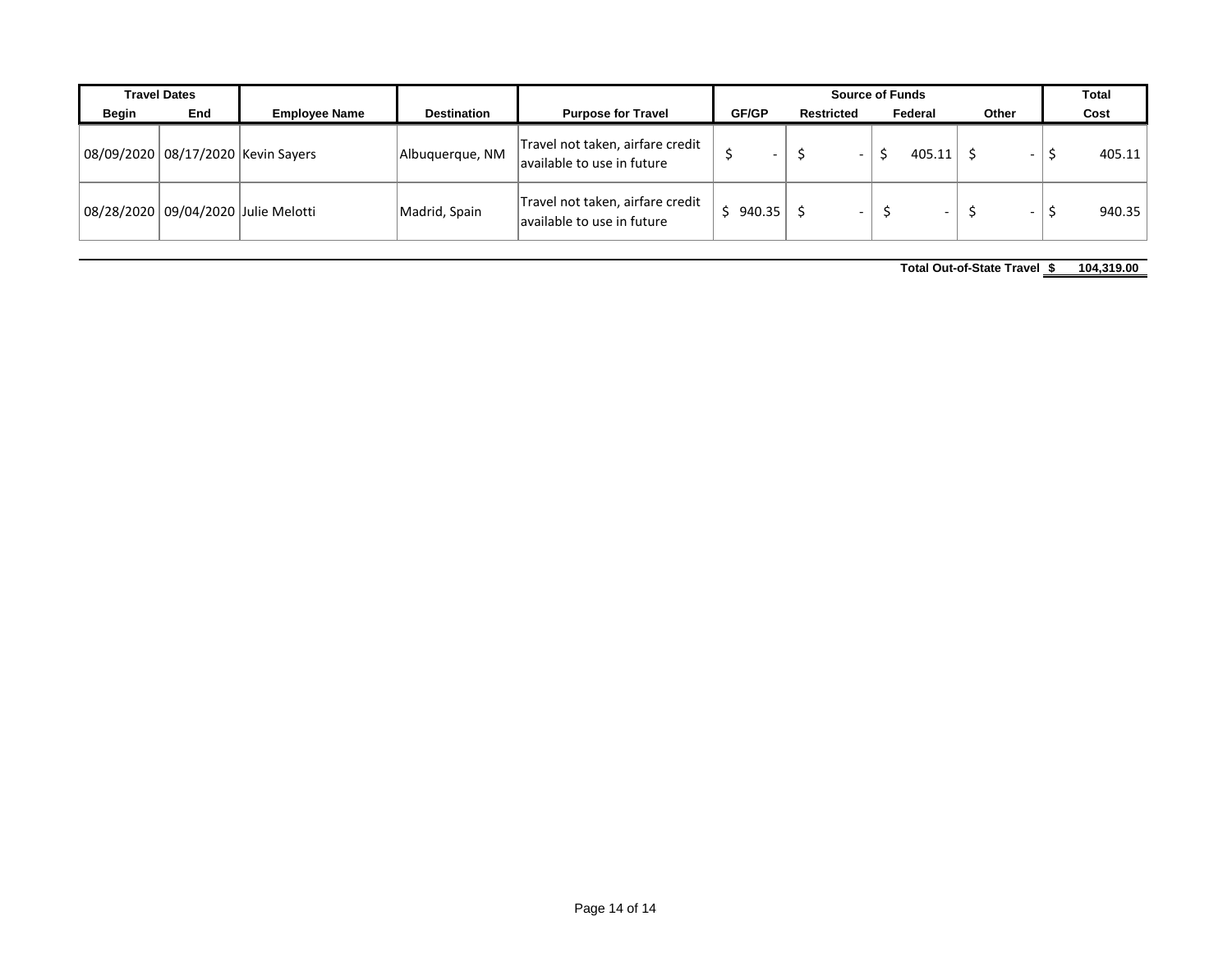| Travel Dates | | | | | Source of Funds | | | | Total |
|---|---|---|---|---|---|---|---|---|---|
| Begin | End | Employee Name | Destination | Purpose for Travel | GF/GP | Restricted | Federal | Other | Cost |
| 08/09/2020 | 08/17/2020 | Kevin Sayers | Albuquerque, NM | Travel not taken, airfare credit available to use in future | $ - | $ - | $ 405.11 | $ - | $ 405.11 |
| 08/28/2020 | 09/04/2020 | Julie Melotti | Madrid, Spain | Travel not taken, airfare credit available to use in future | $ 940.35 | $ - | $ - | $ - | $ 940.35 |

**Total Out-of-State Travel $ 104,319.00**